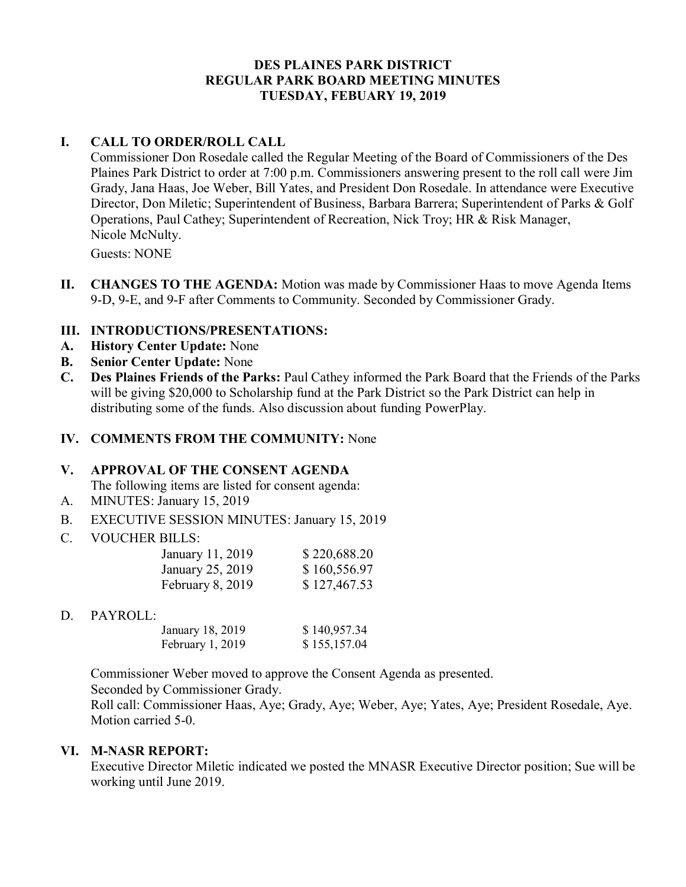# DES PLAINES PARK DISTRICT
## REGULAR PARK BOARD MEETING MINUTES
## TUESDAY, FEBUARY 19, 2019

**I. CALL TO ORDER/ROLL CALL**

Commissioner Don Rosedale called the Regular Meeting of the Board of Commissioners of the Des Plaines Park District to order at 7:00 p.m. Commissioners answering present to the roll call were Jim Grady, Jana Haas, Joe Weber, Bill Yates, and President Don Rosedale. In attendance were Executive Director, Don Miletic; Superintendent of Business, Barbara Barrera; Superintendent of Parks & Golf Operations, Paul Cathey; Superintendent of Recreation, Nick Troy; HR & Risk Manager, Nicole McNulty.

Guests: NONE

**II. CHANGES TO THE AGENDA:** Motion was made by Commissioner Haas to move Agenda Items 9-D, 9-E, and 9-F after Comments to Community. Seconded by Commissioner Grady.

**III. INTRODUCTIONS/PRESENTATIONS:**

**A. History Center Update:** None

**B. Senior Center Update:** None

**C. Des Plaines Friends of the Parks:** Paul Cathey informed the Park Board that the Friends of the Parks will be giving $20,000 to Scholarship fund at the Park District so the Park District can help in distributing some of the funds. Also discussion about funding PowerPlay.

**IV. COMMENTS FROM THE COMMUNITY:** None

**V. APPROVAL OF THE CONSENT AGENDA**

The following items are listed for consent agenda:

A. MINUTES: January 15, 2019

B. EXECUTIVE SESSION MINUTES: January 15, 2019

C. VOUCHER BILLS:

| | |
|---|---|
| January 11, 2019 | $ 220,688.20 |
| January 25, 2019 | $ 160,556.97 |
| February 8, 2019 | $ 127,467.53 |

D. PAYROLL:

| | |
|---|---|
| January 18, 2019 | $ 140,957.34 |
| February 1, 2019 | $ 155,157.04 |

Commissioner Weber moved to approve the Consent Agenda as presented.
Seconded by Commissioner Grady.
Roll call: Commissioner Haas, Aye; Grady, Aye; Weber, Aye; Yates, Aye; President Rosedale, Aye.
Motion carried 5-0.

**VI. M-NASR REPORT:**

Executive Director Miletic indicated we posted the MNASR Executive Director position; Sue will be working until June 2019.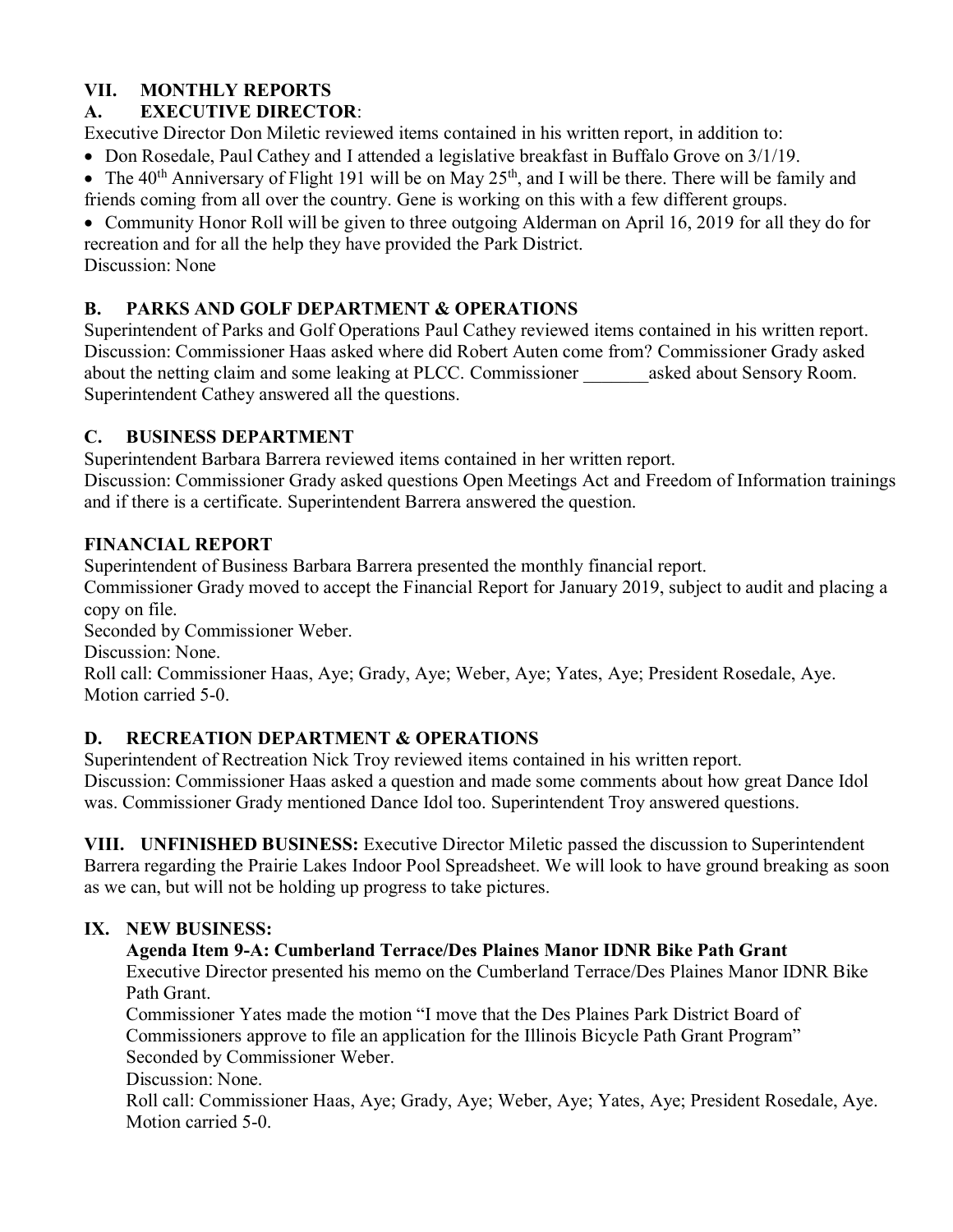## VII. MONTHLY REPORTS

### A. EXECUTIVE DIRECTOR:

Executive Director Don Miletic reviewed items contained in his written report, in addition to:

- Don Rosedale, Paul Cathey and I attended a legislative breakfast in Buffalo Grove on 3/1/19.
- The 40th Anniversary of Flight 191 will be on May 25th, and I will be there. There will be family and friends coming from all over the country. Gene is working on this with a few different groups.
- Community Honor Roll will be given to three outgoing Alderman on April 16, 2019 for all they do for recreation and for all the help they have provided the Park District.

Discussion: None

### B. PARKS AND GOLF DEPARTMENT & OPERATIONS

Superintendent of Parks and Golf Operations Paul Cathey reviewed items contained in his written report. Discussion: Commissioner Haas asked where did Robert Auten come from? Commissioner Grady asked about the netting claim and some leaking at PLCC. Commissioner _______asked about Sensory Room. Superintendent Cathey answered all the questions.

### C. BUSINESS DEPARTMENT

Superintendent Barbara Barrera reviewed items contained in her written report.
Discussion: Commissioner Grady asked questions Open Meetings Act and Freedom of Information trainings and if there is a certificate. Superintendent Barrera answered the question.

### FINANCIAL REPORT

Superintendent of Business Barbara Barrera presented the monthly financial report.
Commissioner Grady moved to accept the Financial Report for January 2019, subject to audit and placing a copy on file.
Seconded by Commissioner Weber.
Discussion: None.
Roll call: Commissioner Haas, Aye; Grady, Aye; Weber, Aye; Yates, Aye; President Rosedale, Aye.
Motion carried 5-0.

### D. RECREATION DEPARTMENT & OPERATIONS

Superintendent of Rectreation Nick Troy reviewed items contained in his written report.
Discussion: Commissioner Haas asked a question and made some comments about how great Dance Idol was. Commissioner Grady mentioned Dance Idol too. Superintendent Troy answered questions.

**VIII. UNFINISHED BUSINESS:** Executive Director Miletic passed the discussion to Superintendent Barrera regarding the Prairie Lakes Indoor Pool Spreadsheet. We will look to have ground breaking as soon as we can, but will not be holding up progress to take pictures.

## IX. NEW BUSINESS:

**Agenda Item 9-A: Cumberland Terrace/Des Plaines Manor IDNR Bike Path Grant**

Executive Director presented his memo on the Cumberland Terrace/Des Plaines Manor IDNR Bike Path Grant.
Commissioner Yates made the motion "I move that the Des Plaines Park District Board of Commissioners approve to file an application for the Illinois Bicycle Path Grant Program"
Seconded by Commissioner Weber.
Discussion: None.
Roll call: Commissioner Haas, Aye; Grady, Aye; Weber, Aye; Yates, Aye; President Rosedale, Aye.
Motion carried 5-0.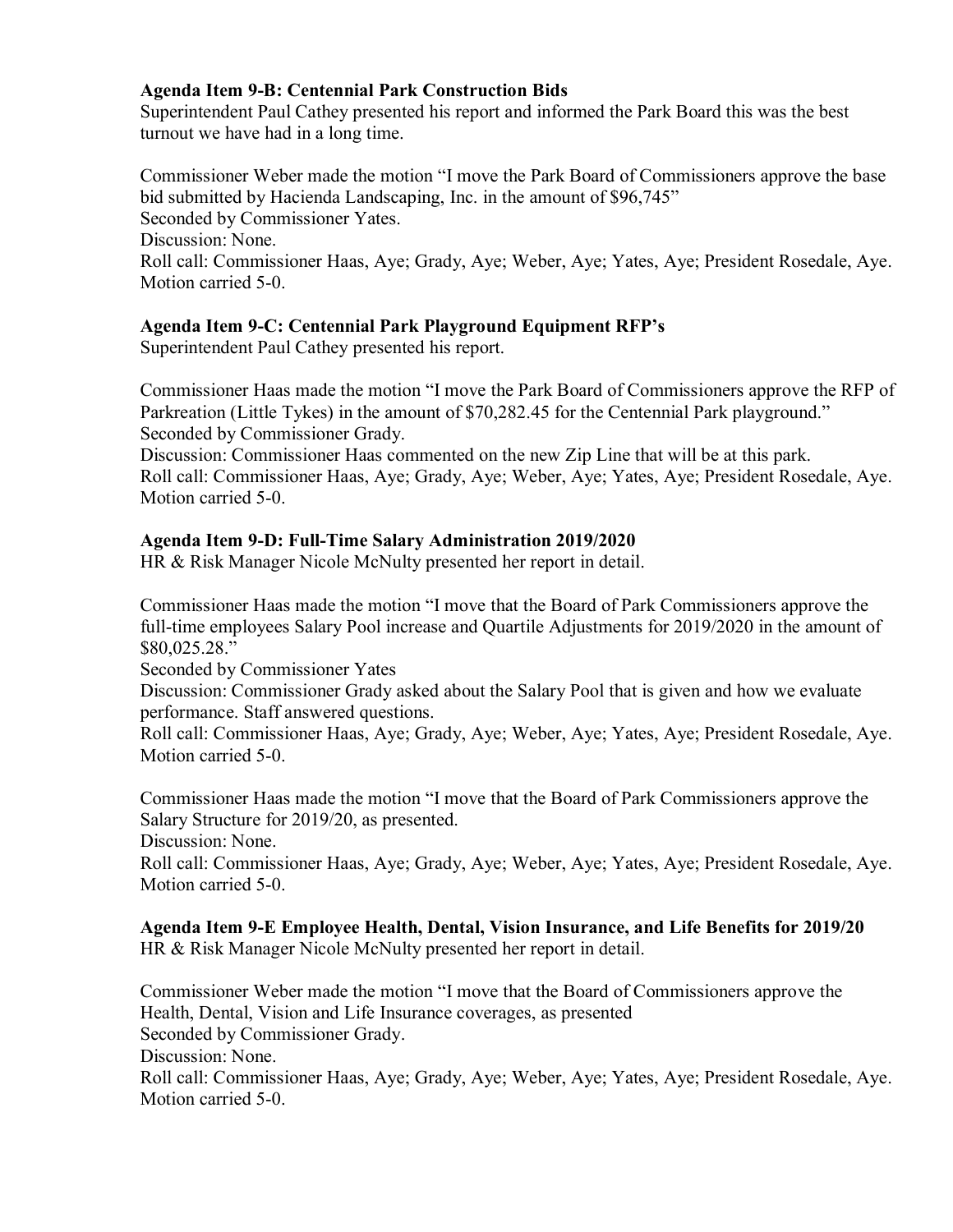**Agenda Item 9-B: Centennial Park Construction Bids**

Superintendent Paul Cathey presented his report and informed the Park Board this was the best turnout we have had in a long time.

Commissioner Weber made the motion "I move the Park Board of Commissioners approve the base bid submitted by Hacienda Landscaping, Inc. in the amount of $96,745"
Seconded by Commissioner Yates.
Discussion: None.
Roll call: Commissioner Haas, Aye; Grady, Aye; Weber, Aye; Yates, Aye; President Rosedale, Aye.
Motion carried 5-0.

**Agenda Item 9-C: Centennial Park Playground Equipment RFP's**

Superintendent Paul Cathey presented his report.

Commissioner Haas made the motion "I move the Park Board of Commissioners approve the RFP of Parkreation (Little Tykes) in the amount of $70,282.45 for the Centennial Park playground."
Seconded by Commissioner Grady.
Discussion: Commissioner Haas commented on the new Zip Line that will be at this park.
Roll call: Commissioner Haas, Aye; Grady, Aye; Weber, Aye; Yates, Aye; President Rosedale, Aye.
Motion carried 5-0.

**Agenda Item 9-D: Full-Time Salary Administration 2019/2020**

HR & Risk Manager Nicole McNulty presented her report in detail.

Commissioner Haas made the motion "I move that the Board of Park Commissioners approve the full-time employees Salary Pool increase and Quartile Adjustments for 2019/2020 in the amount of $80,025.28."
Seconded by Commissioner Yates
Discussion: Commissioner Grady asked about the Salary Pool that is given and how we evaluate performance. Staff answered questions.
Roll call: Commissioner Haas, Aye; Grady, Aye; Weber, Aye; Yates, Aye; President Rosedale, Aye.
Motion carried 5-0.

Commissioner Haas made the motion "I move that the Board of Park Commissioners approve the Salary Structure for 2019/20, as presented.
Discussion: None.
Roll call: Commissioner Haas, Aye; Grady, Aye; Weber, Aye; Yates, Aye; President Rosedale, Aye.
Motion carried 5-0.

**Agenda Item 9-E Employee Health, Dental, Vision Insurance, and Life Benefits for 2019/20**

HR & Risk Manager Nicole McNulty presented her report in detail.

Commissioner Weber made the motion "I move that the Board of Commissioners approve the Health, Dental, Vision and Life Insurance coverages, as presented
Seconded by Commissioner Grady.
Discussion: None.
Roll call: Commissioner Haas, Aye; Grady, Aye; Weber, Aye; Yates, Aye; President Rosedale, Aye.
Motion carried 5-0.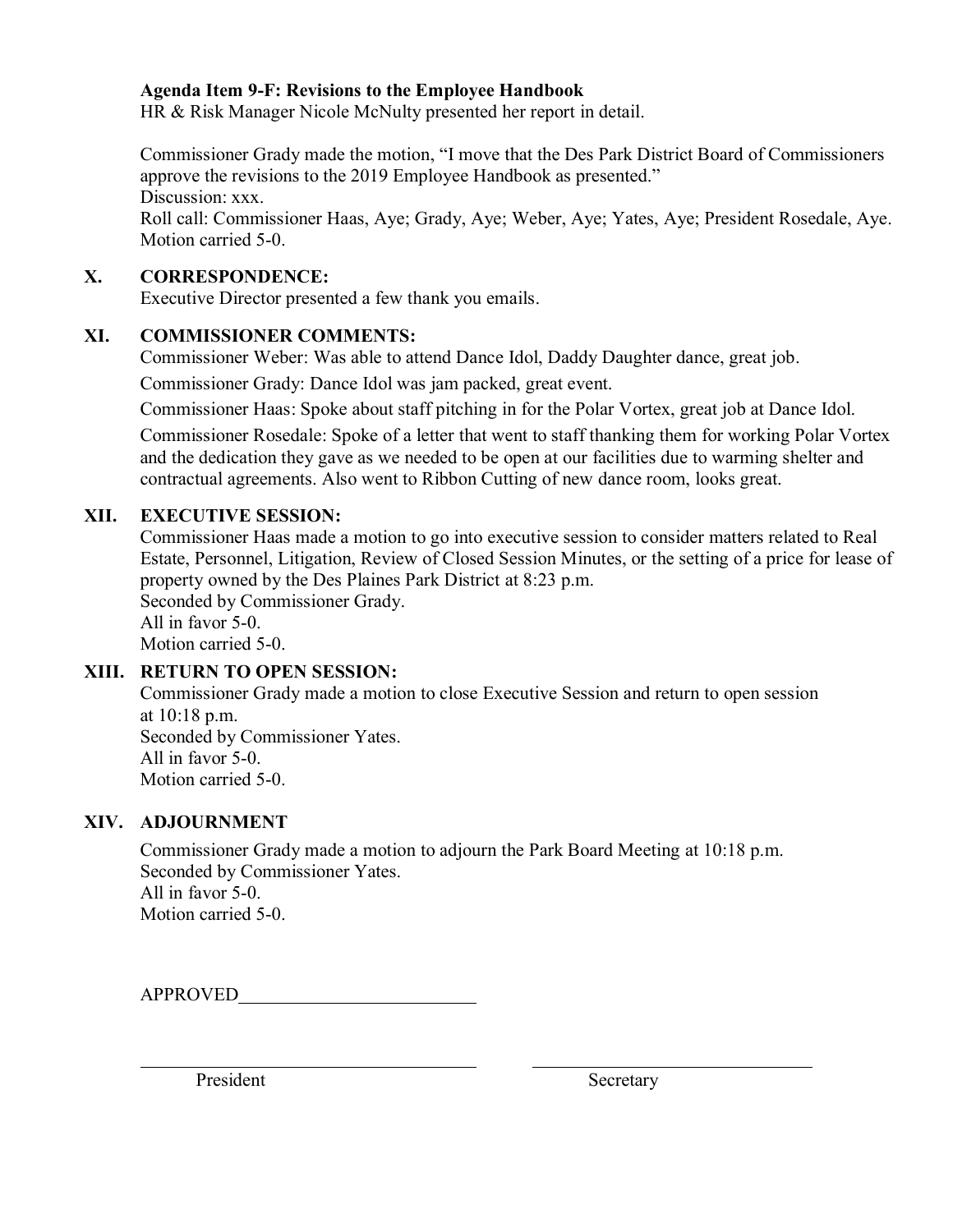**Agenda Item 9-F: Revisions to the Employee Handbook**
HR & Risk Manager Nicole McNulty presented her report in detail.

Commissioner Grady made the motion, "I move that the Des Park District Board of Commissioners approve the revisions to the 2019 Employee Handbook as presented."
Discussion: xxx.
Roll call: Commissioner Haas, Aye; Grady, Aye; Weber, Aye; Yates, Aye; President Rosedale, Aye.
Motion carried 5-0.

## X. CORRESPONDENCE:

Executive Director presented a few thank you emails.

## XI. COMMISSIONER COMMENTS:

Commissioner Weber: Was able to attend Dance Idol, Daddy Daughter dance, great job.

Commissioner Grady: Dance Idol was jam packed, great event.

Commissioner Haas: Spoke about staff pitching in for the Polar Vortex, great job at Dance Idol.

Commissioner Rosedale: Spoke of a letter that went to staff thanking them for working Polar Vortex and the dedication they gave as we needed to be open at our facilities due to warming shelter and contractual agreements. Also went to Ribbon Cutting of new dance room, looks great.

## XII. EXECUTIVE SESSION:

Commissioner Haas made a motion to go into executive session to consider matters related to Real Estate, Personnel, Litigation, Review of Closed Session Minutes, or the setting of a price for lease of property owned by the Des Plaines Park District at 8:23 p.m.
Seconded by Commissioner Grady.
All in favor 5-0.
Motion carried 5-0.

## XIII. RETURN TO OPEN SESSION:

Commissioner Grady made a motion to close Executive Session and return to open session at 10:18 p.m.
Seconded by Commissioner Yates.
All in favor 5-0.
Motion carried 5-0.

## XIV. ADJOURNMENT

Commissioner Grady made a motion to adjourn the Park Board Meeting at 10:18 p.m.
Seconded by Commissioner Yates.
All in favor 5-0.
Motion carried 5-0.

APPROVED\_\_\_\_\_\_\_\_\_\_\_\_\_\_\_\_\_\_\_\_\_\_\_\_\_\_

\_\_\_\_\_\_\_\_\_\_\_\_\_\_\_\_\_\_\_\_\_\_\_\_\_\_\_\_\_\_\_\_\_\_\_\_
President

\_\_\_\_\_\_\_\_\_\_\_\_\_\_\_\_\_\_\_\_\_\_\_\_\_\_\_\_\_\_\_\_\_\_\_\_
Secretary